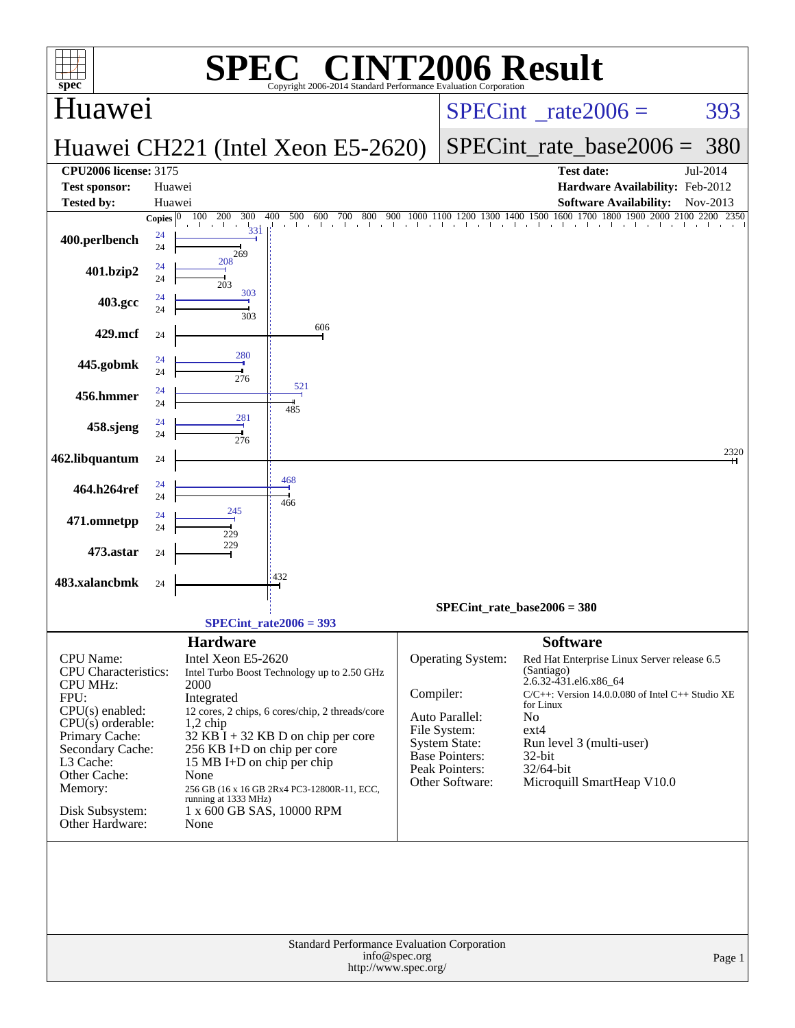# SPEC CINT2006 Result

Copyright 2006-2014 Standard Performance Evaluation Corporation

## Huawei

**Huawei CH221 (Intel Xeon E5-2620)**

SPECint_rate2006 = 393

SPECint_rate_base2006 = 380

| | | | |
|---|---|---|---|
| **CPU2006 license:** 3175 | | **Test date:** | Jul-2014 |
| **Test sponsor:** | Huawei | **Hardware Availability:** | Feb-2012 |
| **Tested by:** | Huawei | **Software Availability:** | Nov-2013 |

| Benchmark | Copies (peak) | Copies (base) | Peak | Base |
|---|---|---|---|---|
| 400.perlbench | 24 | 24 | 331 | 269 |
| 401.bzip2 | 24 | 24 | 208 | 203 |
| 403.gcc | 24 | 24 | 303 | 303 |
| 429.mcf | | 24 | | 606 |
| 445.gobmk | 24 | 24 | 280 | 276 |
| 456.hmmer | 24 | 24 | 521 | 485 |
| 458.sjeng | 24 | 24 | 281 | 276 |
| 462.libquantum | | 24 | | 2320 |
| 464.h264ref | 24 | 24 | 468 | 466 |
| 471.omnetpp | 24 | 24 | 245 | 229 |
| 473.astar | | 24 | | 229 |
| 483.xalancbmk | | 24 | | 432 |

SPECint_rate_base2006 = 380

SPECint_rate2006 = 393

## Hardware

| | |
|---|---|
| CPU Name: | Intel Xeon E5-2620 |
| CPU Characteristics: | Intel Turbo Boost Technology up to 2.50 GHz |
| CPU MHz: | 2000 |
| FPU: | Integrated |
| CPU(s) enabled: | 12 cores, 2 chips, 6 cores/chip, 2 threads/core |
| CPU(s) orderable: | 1,2 chip |
| Primary Cache: | 32 KB I + 32 KB D on chip per core |
| Secondary Cache: | 256 KB I+D on chip per core |
| L3 Cache: | 15 MB I+D on chip per chip |
| Other Cache: | None |
| Memory: | 256 GB (16 x 16 GB 2Rx4 PC3-12800R-11, ECC, running at 1333 MHz) |
| Disk Subsystem: | 1 x 600 GB SAS, 10000 RPM |
| Other Hardware: | None |

## Software

| | |
|---|---|
| Operating System: | Red Hat Enterprise Linux Server release 6.5 (Santiago) 2.6.32-431.el6.x86_64 |
| Compiler: | C/C++: Version 14.0.0.080 of Intel C++ Studio XE for Linux |
| Auto Parallel: | No |
| File System: | ext4 |
| System State: | Run level 3 (multi-user) |
| Base Pointers: | 32-bit |
| Peak Pointers: | 32/64-bit |
| Other Software: | Microquill SmartHeap V10.0 |

Standard Performance Evaluation Corporation
info@spec.org
http://www.spec.org/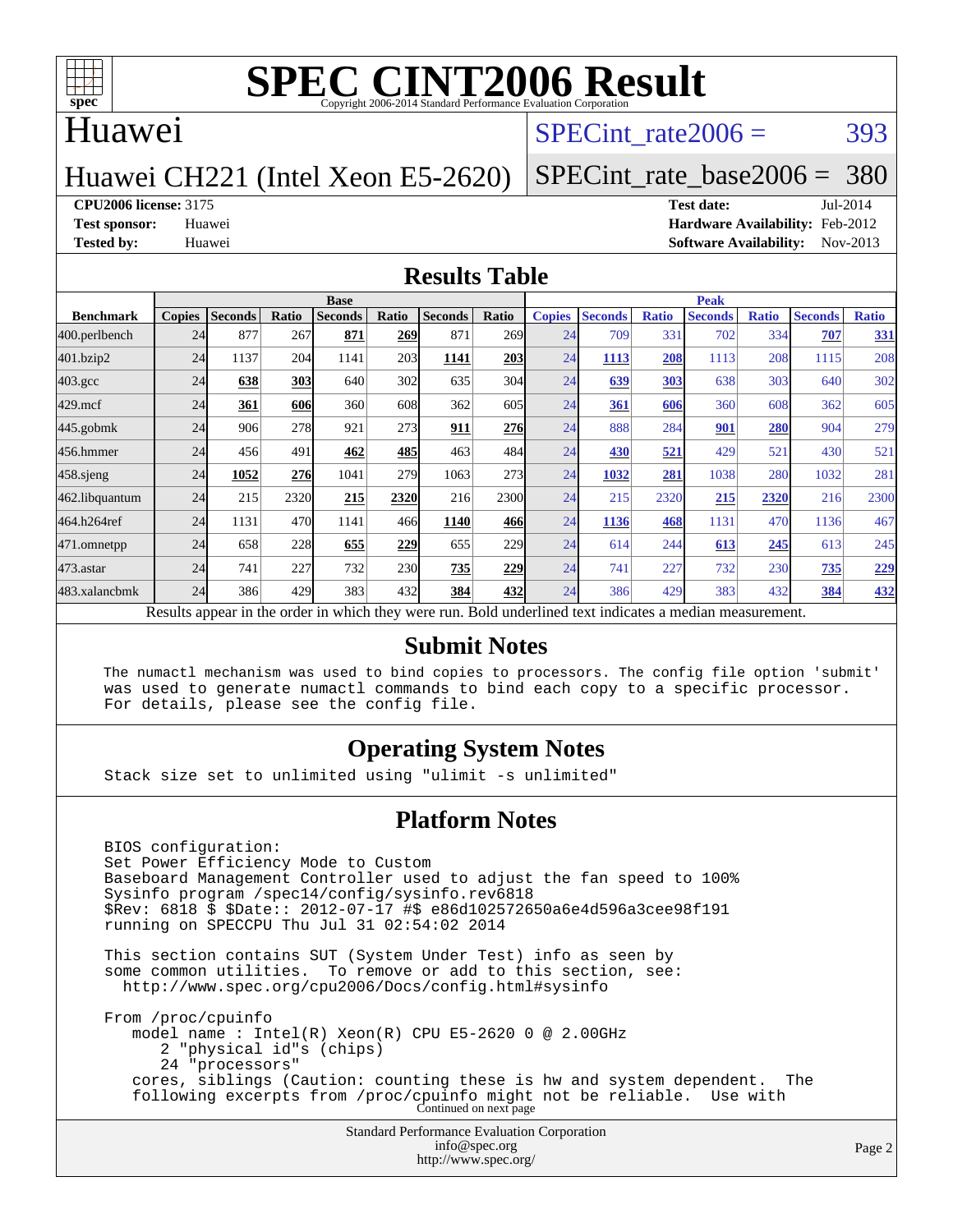# SPEC CINT2006 Result

Copyright 2006-2014 Standard Performance Evaluation Corporation

## Huawei

Huawei CH221 (Intel Xeon E5-2620)

SPECint_rate2006 = 393

SPECint_rate_base2006 = 380

**CPU2006 license:** 3175
**Test sponsor:** Huawei
**Tested by:** Huawei

**Test date:** Jul-2014
**Hardware Availability:** Feb-2012
**Software Availability:** Nov-2013

## Results Table

| Benchmark | Base | | | | | | | Peak | | | | | | |
|---|---|---|---|---|---|---|---|---|---|---|---|---|---|---|
| | Copies | Seconds | Ratio | Seconds | Ratio | Seconds | Ratio | Copies | Seconds | Ratio | Seconds | Ratio | Seconds | Ratio |
| 400.perlbench | 24 | 877 | 267 | **871** | **269** | 871 | 269 | 24 | 709 | 331 | 702 | 334 | **707** | **331** |
| 401.bzip2 | 24 | 1137 | 204 | 1141 | 203 | **1141** | **203** | 24 | **1113** | **208** | 1113 | 208 | 1115 | 208 |
| 403.gcc | 24 | **638** | **303** | 640 | 302 | 635 | 304 | 24 | **639** | **303** | 638 | 303 | 640 | 302 |
| 429.mcf | 24 | **361** | **606** | 360 | 608 | 362 | 605 | 24 | **361** | **606** | 360 | 608 | 362 | 605 |
| 445.gobmk | 24 | 906 | 278 | 921 | 273 | **911** | **276** | 24 | 888 | 284 | **901** | **280** | 904 | 279 |
| 456.hmmer | 24 | 456 | 491 | **462** | **485** | 463 | 484 | 24 | **430** | **521** | 429 | 521 | 430 | 521 |
| 458.sjeng | 24 | **1052** | **276** | 1041 | 279 | 1063 | 273 | 24 | **1032** | **281** | 1038 | 280 | 1032 | 281 |
| 462.libquantum | 24 | 215 | 2320 | **215** | **2320** | 216 | 2300 | 24 | 215 | 2320 | **215** | **2320** | 216 | 2300 |
| 464.h264ref | 24 | 1131 | 470 | 1141 | 466 | **1140** | **466** | 24 | **1136** | **468** | 1131 | 470 | 1136 | 467 |
| 471.omnetpp | 24 | 658 | 228 | **655** | **229** | 655 | 229 | 24 | 614 | 244 | **613** | **245** | 613 | 245 |
| 473.astar | 24 | 741 | 227 | 732 | 230 | **735** | **229** | 24 | 741 | 227 | 732 | 230 | **735** | **229** |
| 483.xalancbmk | 24 | 386 | 429 | 383 | 432 | **384** | **432** | 24 | 386 | 429 | 383 | 432 | **384** | **432** |

Results appear in the order in which they were run. Bold underlined text indicates a median measurement.

## Submit Notes

```
The numactl mechanism was used to bind copies to processors. The config file option 'submit'
was used to generate numactl commands to bind each copy to a specific processor.
For details, please see the config file.
```

## Operating System Notes

```
Stack size set to unlimited using "ulimit -s unlimited"
```

## Platform Notes

```
BIOS configuration:
Set Power Efficiency Mode to Custom
Baseboard Management Controller used to adjust the fan speed to 100%
Sysinfo program /spec14/config/sysinfo.rev6818
$Rev: 6818 $ $Date:: 2012-07-17 #$ e86d102572650a6e4d596a3cee98f191
running on SPECCPU Thu Jul 31 02:54:02 2014

This section contains SUT (System Under Test) info as seen by
some common utilities.  To remove or add to this section, see:
  http://www.spec.org/cpu2006/Docs/config.html#sysinfo

From /proc/cpuinfo
   model name : Intel(R) Xeon(R) CPU E5-2620 0 @ 2.00GHz
      2 "physical id"s (chips)
      24 "processors"
   cores, siblings (Caution: counting these is hw and system dependent.  The
   following excerpts from /proc/cpuinfo might not be reliable.  Use with
```

Continued on next page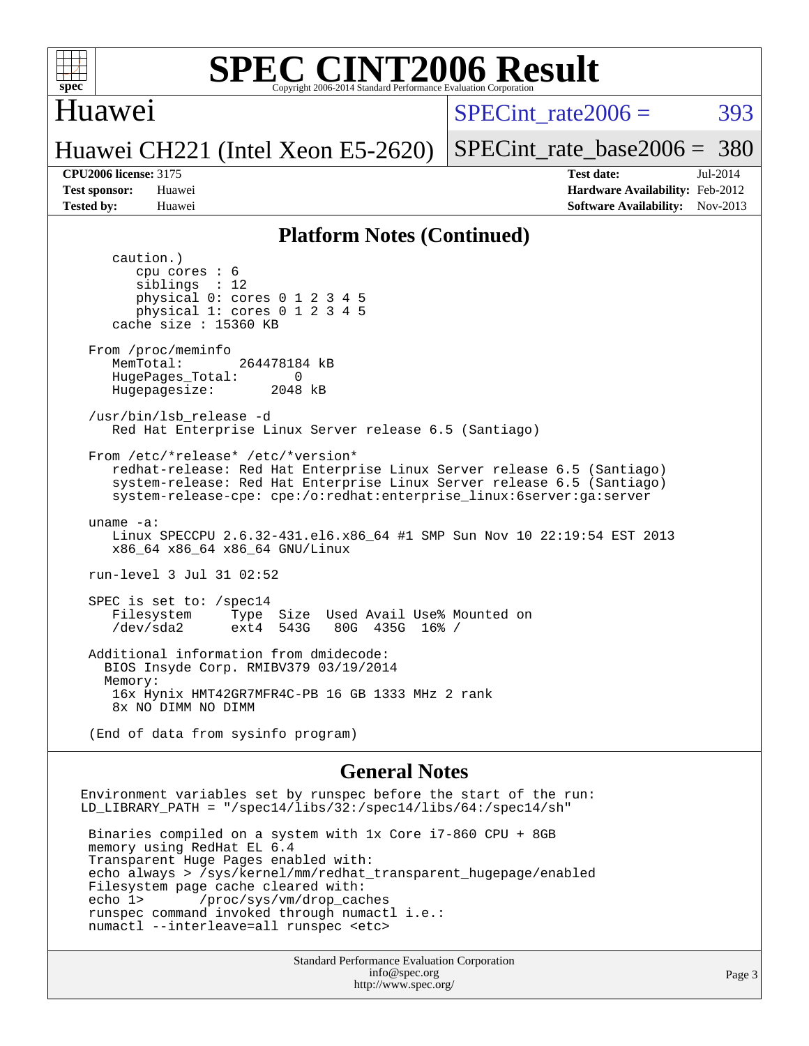## Platform Notes (Continued)

```
      caution.)
         cpu cores : 6
         siblings  : 12
         physical 0: cores 0 1 2 3 4 5
         physical 1: cores 0 1 2 3 4 5
      cache size : 15360 KB

   From /proc/meminfo
      MemTotal:       264478184 kB
      HugePages_Total:       0
      Hugepagesize:       2048 kB

   /usr/bin/lsb_release -d
      Red Hat Enterprise Linux Server release 6.5 (Santiago)

   From /etc/*release* /etc/*version*
      redhat-release: Red Hat Enterprise Linux Server release 6.5 (Santiago)
      system-release: Red Hat Enterprise Linux Server release 6.5 (Santiago)
      system-release-cpe: cpe:/o:redhat:enterprise_linux:6server:ga:server

   uname -a:
      Linux SPECCPU 2.6.32-431.el6.x86_64 #1 SMP Sun Nov 10 22:19:54 EST 2013
      x86_64 x86_64 x86_64 GNU/Linux

   run-level 3 Jul 31 02:52

   SPEC is set to: /spec14
      Filesystem     Type  Size  Used Avail Use% Mounted on
      /dev/sda2      ext4  543G   80G  435G  16% /

   Additional information from dmidecode:
     BIOS Insyde Corp. RMIBV379 03/19/2014
     Memory:
      16x Hynix HMT42GR7MFR4C-PB 16 GB 1333 MHz 2 rank
      8x NO DIMM NO DIMM

   (End of data from sysinfo program)
```

## General Notes

```
Environment variables set by runspec before the start of the run:
LD_LIBRARY_PATH = "/spec14/libs/32:/spec14/libs/64:/spec14/sh"

 Binaries compiled on a system with 1x Core i7-860 CPU + 8GB
 memory using RedHat EL 6.4
 Transparent Huge Pages enabled with:
 echo always > /sys/kernel/mm/redhat_transparent_hugepage/enabled
 Filesystem page cache cleared with:
 echo 1>       /proc/sys/vm/drop_caches
 runspec command invoked through numactl i.e.:
 numactl --interleave=all runspec <etc>
```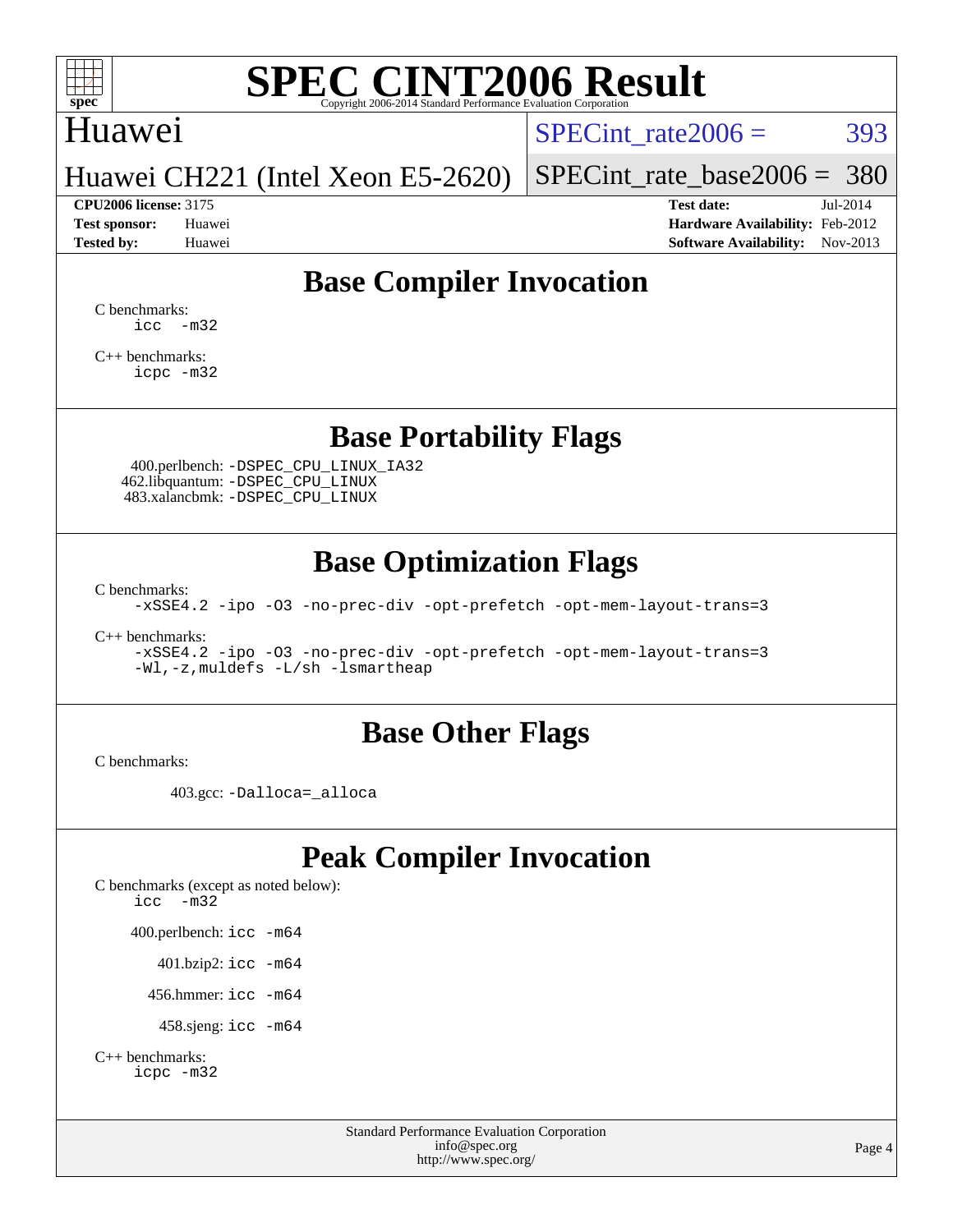## Base Compiler Invocation

C benchmarks:
```
icc  -m32
```

C++ benchmarks:
```
icpc -m32
```

## Base Portability Flags

400.perlbench: `-DSPEC_CPU_LINUX_IA32`
462.libquantum: `-DSPEC_CPU_LINUX`
483.xalancbmk: `-DSPEC_CPU_LINUX`

## Base Optimization Flags

C benchmarks:
```
-xSSE4.2 -ipo -O3 -no-prec-div -opt-prefetch -opt-mem-layout-trans=3
```

C++ benchmarks:
```
-xSSE4.2 -ipo -O3 -no-prec-div -opt-prefetch -opt-mem-layout-trans=3
-Wl,-z,muldefs -L/sh -lsmartheap
```

## Base Other Flags

C benchmarks:

403.gcc: `-Dalloca=_alloca`

## Peak Compiler Invocation

C benchmarks (except as noted below):
```
icc  -m32
```

400.perlbench: `icc -m64`

401.bzip2: `icc -m64`

456.hmmer: `icc -m64`

458.sjeng: `icc -m64`

C++ benchmarks:
```
icpc -m32
```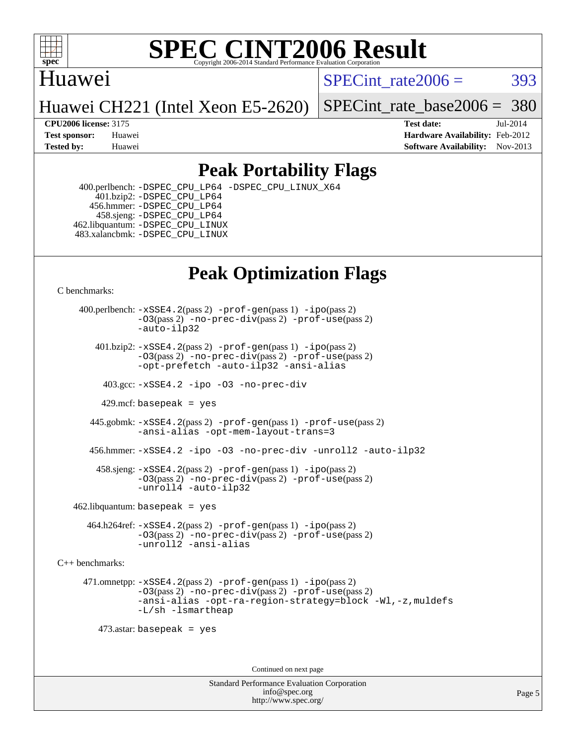# Peak Portability Flags

400.perlbench: -DSPEC_CPU_LP64 -DSPEC_CPU_LINUX_X64
401.bzip2: -DSPEC_CPU_LP64
456.hmmer: -DSPEC_CPU_LP64
458.sjeng: -DSPEC_CPU_LP64
462.libquantum: -DSPEC_CPU_LINUX
483.xalancbmk: -DSPEC_CPU_LINUX

# Peak Optimization Flags

C benchmarks:

400.perlbench: -xSSE4.2(pass 2) -prof-gen(pass 1) -ipo(pass 2) -O3(pass 2) -no-prec-div(pass 2) -prof-use(pass 2) -auto-ilp32

401.bzip2: -xSSE4.2(pass 2) -prof-gen(pass 1) -ipo(pass 2) -O3(pass 2) -no-prec-div(pass 2) -prof-use(pass 2) -opt-prefetch -auto-ilp32 -ansi-alias

403.gcc: -xSSE4.2 -ipo -O3 -no-prec-div

429.mcf: basepeak = yes

445.gobmk: -xSSE4.2(pass 2) -prof-gen(pass 1) -prof-use(pass 2) -ansi-alias -opt-mem-layout-trans=3

456.hmmer: -xSSE4.2 -ipo -O3 -no-prec-div -unroll2 -auto-ilp32

458.sjeng: -xSSE4.2(pass 2) -prof-gen(pass 1) -ipo(pass 2) -O3(pass 2) -no-prec-div(pass 2) -prof-use(pass 2) -unroll4 -auto-ilp32

462.libquantum: basepeak = yes

464.h264ref: -xSSE4.2(pass 2) -prof-gen(pass 1) -ipo(pass 2) -O3(pass 2) -no-prec-div(pass 2) -prof-use(pass 2) -unroll2 -ansi-alias

C++ benchmarks:

471.omnetpp: -xSSE4.2(pass 2) -prof-gen(pass 1) -ipo(pass 2) -O3(pass 2) -no-prec-div(pass 2) -prof-use(pass 2) -ansi-alias -opt-ra-region-strategy=block -Wl,-z,muldefs -L/sh -lsmartheap

473.astar: basepeak = yes

Continued on next page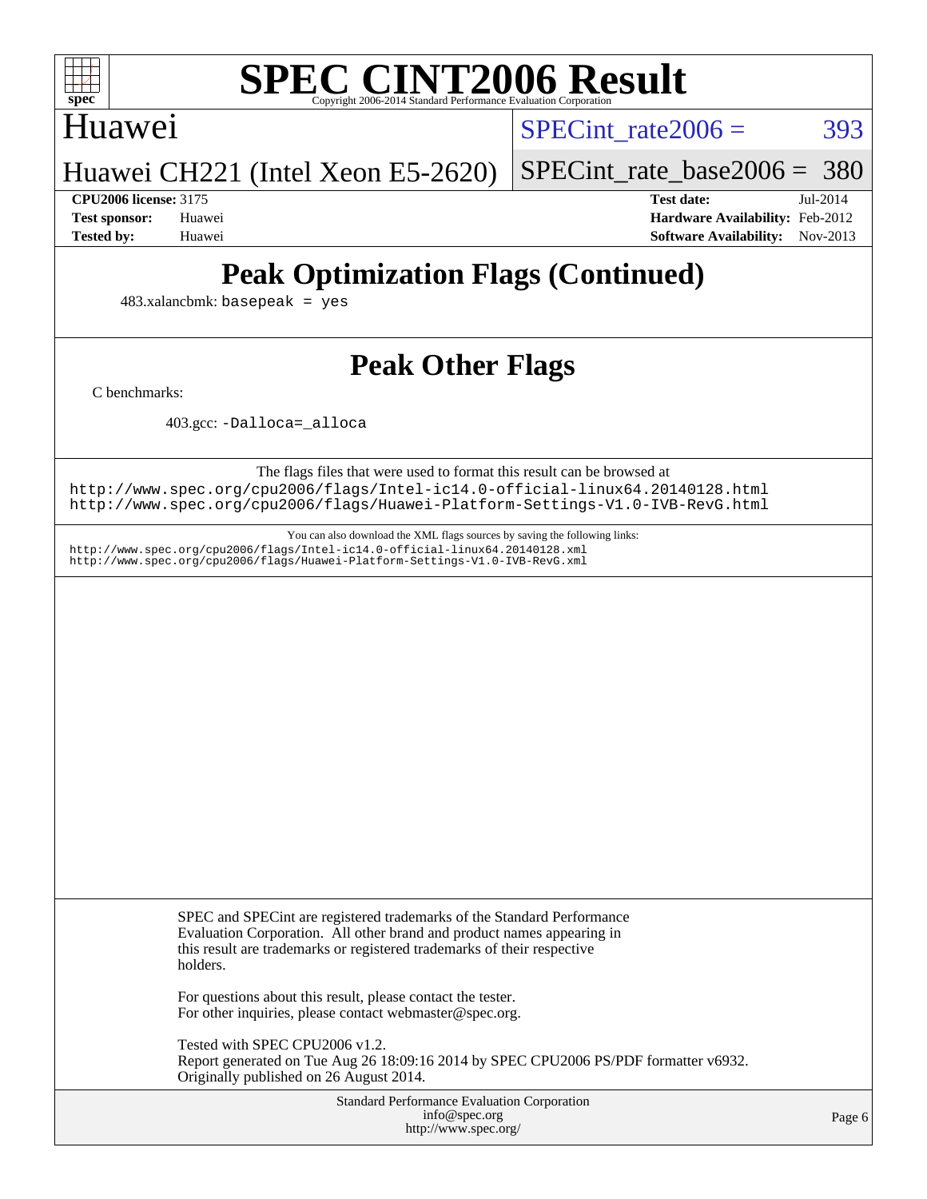# Peak Optimization Flags (Continued)

483.xalancbmk: basepeak = yes

# Peak Other Flags

C benchmarks:

403.gcc: -Dalloca=_alloca

The flags files that were used to format this result can be browsed at
http://www.spec.org/cpu2006/flags/Intel-ic14.0-official-linux64.20140128.html
http://www.spec.org/cpu2006/flags/Huawei-Platform-Settings-V1.0-IVB-RevG.html

You can also download the XML flags sources by saving the following links:
http://www.spec.org/cpu2006/flags/Intel-ic14.0-official-linux64.20140128.xml
http://www.spec.org/cpu2006/flags/Huawei-Platform-Settings-V1.0-IVB-RevG.xml

SPEC and SPECint are registered trademarks of the Standard Performance Evaluation Corporation. All other brand and product names appearing in this result are trademarks or registered trademarks of their respective holders.

For questions about this result, please contact the tester.
For other inquiries, please contact webmaster@spec.org.

Tested with SPEC CPU2006 v1.2.
Report generated on Tue Aug 26 18:09:16 2014 by SPEC CPU2006 PS/PDF formatter v6932.
Originally published on 26 August 2014.